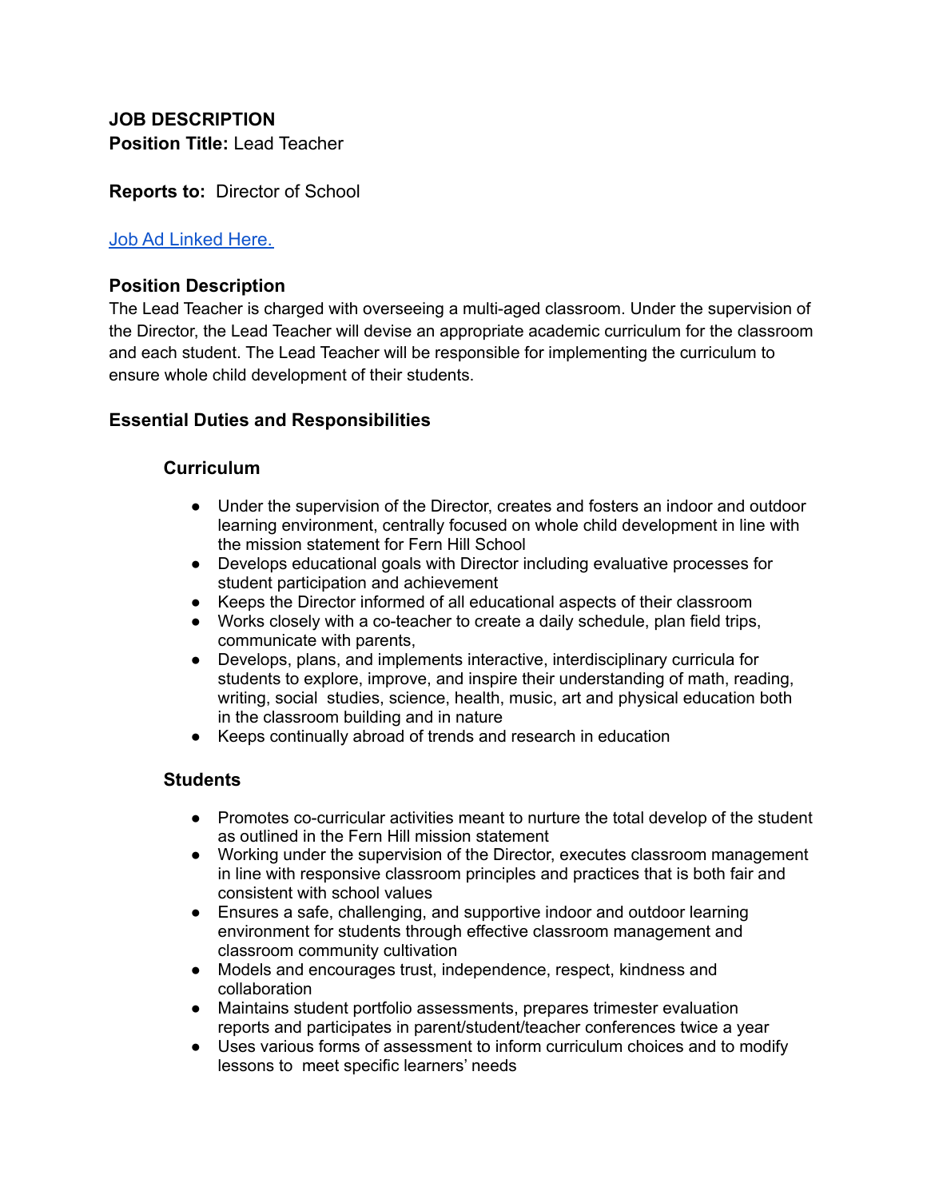**JOB DESCRIPTION**
**Position Title:** Lead Teacher

**Reports to:** Director of School

[Job Ad Linked Here.]

### Position Description

The Lead Teacher is charged with overseeing a multi-aged classroom. Under the supervision of the Director, the Lead Teacher will devise an appropriate academic curriculum for the classroom and each student. The Lead Teacher will be responsible for implementing the curriculum to ensure whole child development of their students.

### Essential Duties and Responsibilities

#### Curriculum

- Under the supervision of the Director, creates and fosters an indoor and outdoor learning environment, centrally focused on whole child development in line with the mission statement for Fern Hill School
- Develops educational goals with Director including evaluative processes for student participation and achievement
- Keeps the Director informed of all educational aspects of their classroom
- Works closely with a co-teacher to create a daily schedule, plan field trips, communicate with parents,
- Develops, plans, and implements interactive, interdisciplinary curricula for students to explore, improve, and inspire their understanding of math, reading, writing, social studies, science, health, music, art and physical education both in the classroom building and in nature
- Keeps continually abroad of trends and research in education

#### Students

- Promotes co-curricular activities meant to nurture the total develop of the student as outlined in the Fern Hill mission statement
- Working under the supervision of the Director, executes classroom management in line with responsive classroom principles and practices that is both fair and consistent with school values
- Ensures a safe, challenging, and supportive indoor and outdoor learning environment for students through effective classroom management and classroom community cultivation
- Models and encourages trust, independence, respect, kindness and collaboration
- Maintains student portfolio assessments, prepares trimester evaluation reports and participates in parent/student/teacher conferences twice a year
- Uses various forms of assessment to inform curriculum choices and to modify lessons to meet specific learners' needs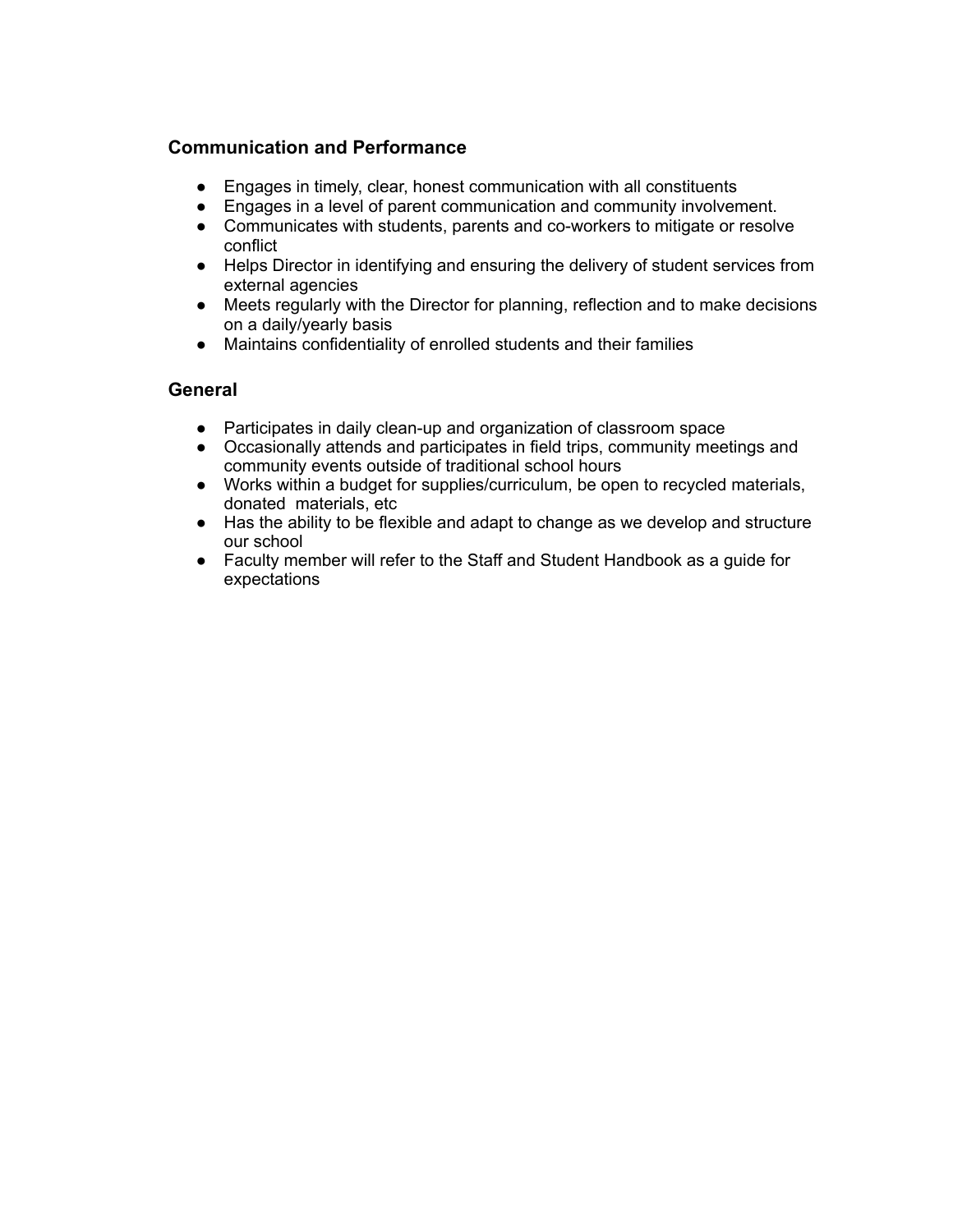## Communication and Performance

- Engages in timely, clear, honest communication with all constituents
- Engages in a level of parent communication and community involvement.
- Communicates with students, parents and co-workers to mitigate or resolve conflict
- Helps Director in identifying and ensuring the delivery of student services from external agencies
- Meets regularly with the Director for planning, reflection and to make decisions on a daily/yearly basis
- Maintains confidentiality of enrolled students and their families

## General

- Participates in daily clean-up and organization of classroom space
- Occasionally attends and participates in field trips, community meetings and community events outside of traditional school hours
- Works within a budget for supplies/curriculum, be open to recycled materials, donated materials, etc
- Has the ability to be flexible and adapt to change as we develop and structure our school
- Faculty member will refer to the Staff and Student Handbook as a guide for expectations